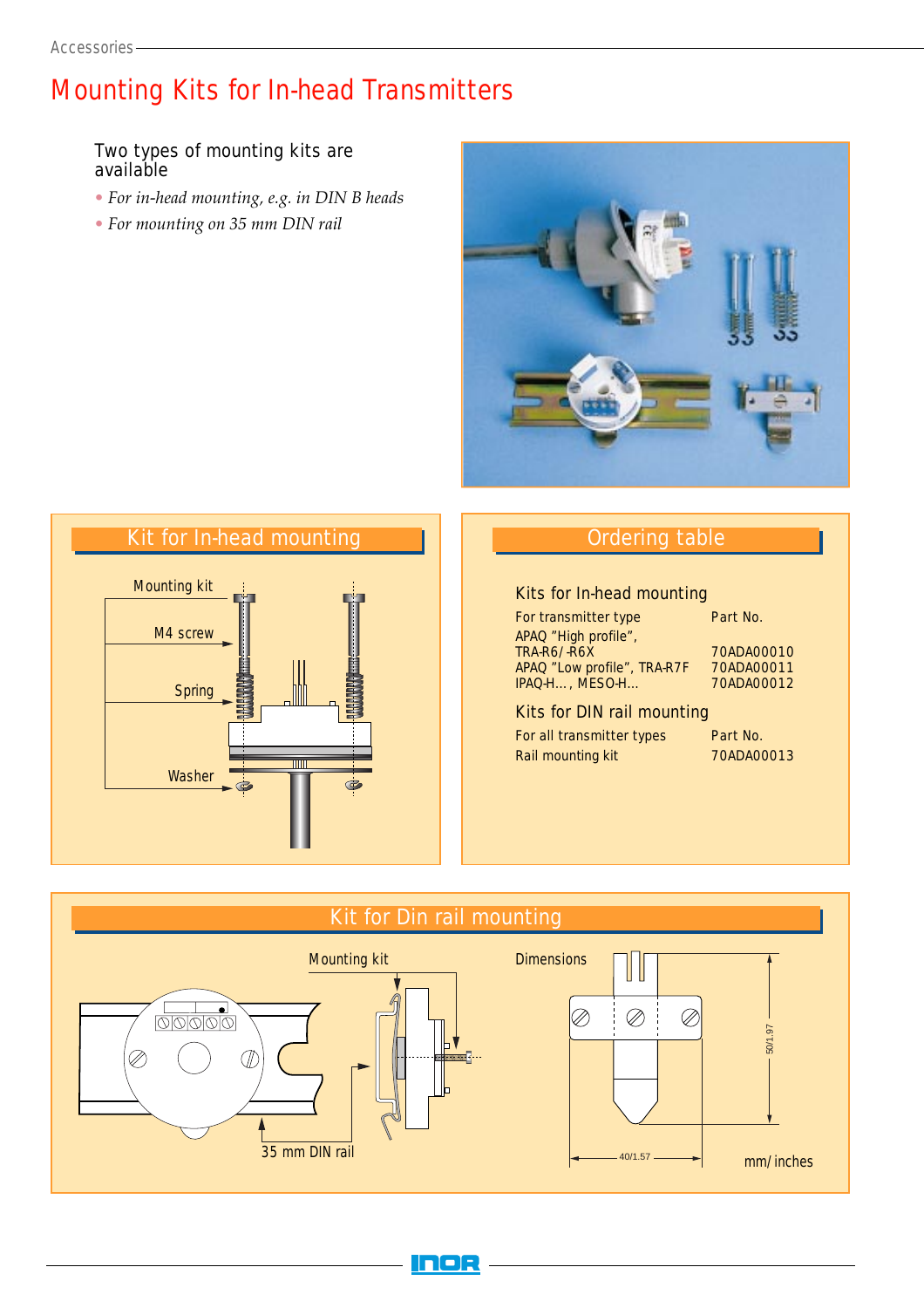# Mounting Kits for In-head Transmitters

Two types of mounting kits are available

- *For in-head mounting, e.g. in DIN B heads*
- *For mounting on 35 mm DIN rail*

## Kit for In-head mounting

Mounting kit

M4 screw

Spring

Washer

## Ordering table

### Kits for In-head mounting

| For transmitter type | Part No. |
| --- | --- |
| APAQ "High profile", TRA-R6/-R6X | 70ADA00010 |
| APAQ "Low profile", TRA-R7F | 70ADA00011 |
| IPAQ-H..., MESO-H... | 70ADA00012 |

### Kits for DIN rail mounting

| For all transmitter types | Part No. |
| --- | --- |
| Rail mounting kit | 70ADA00013 |

## Kit for Din rail mounting

Mounting kit

35 mm DIN rail

Dimensions

50/1.97

40/1.57

mm/ inches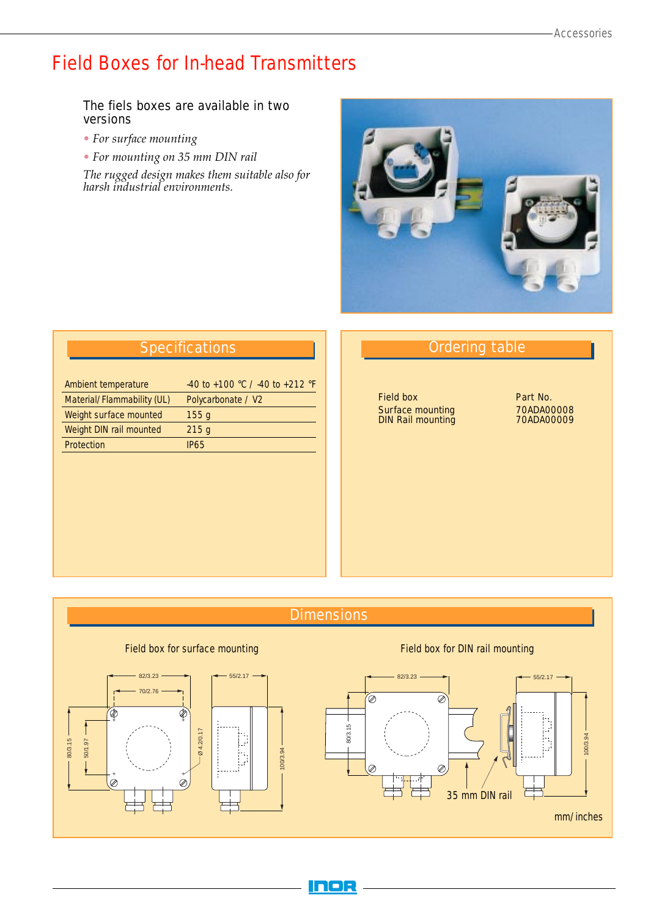# Field Boxes for In-head Transmitters

The fiels boxes are available in two versions

- *For surface mounting*
- *For mounting on 35 mm DIN rail*

*The rugged design makes them suitable also for harsh industrial environments.*

## Specifications

| | |
|---|---|
| Ambient temperature | -40 to +100 °C / -40 to +212 °F |
| Material/ Flammability (UL) | Polycarbonate / V2 |
| Weight surface mounted | 155 g |
| Weight DIN rail mounted | 215 g |
| Protection | IP65 |

## Ordering table

| Field box | Part No. |
|---|---|
| Surface mounting | 70ADA00008 |
| DIN Rail mounting | 70ADA00009 |

## Dimensions

Field box for surface mounting

82/3.23
70/2.76
55/2.17
80/3.15
50/1.97
Ø 4.2/0.17
100/3.94

Field box for DIN rail mounting

82/3.23
55/2.17
80/3.15
100/3.94
35 mm DIN rail

mm/ inches